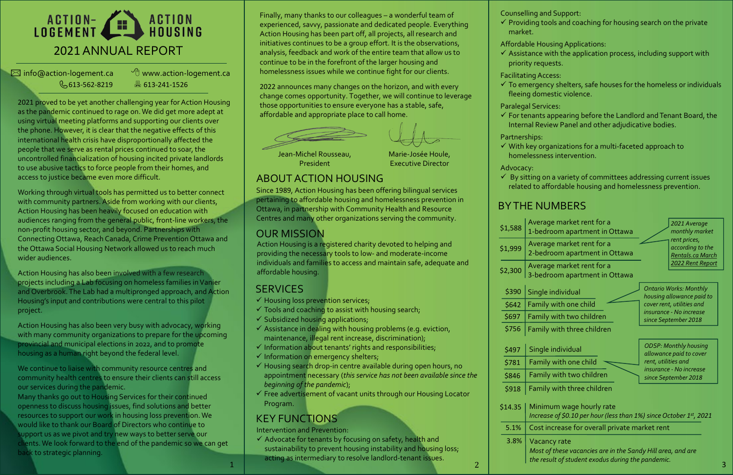# ACTION-LOGEMENT ACTION HOUSING

## 2021 ANNUAL REPORT

info@action-logement.ca www.action-logement.ca
613-562-8219 613-241-1526

2021 proved to be yet another challenging year for Action Housing as the pandemic continued to rage on. We did get more adept at using virtual meeting platforms and supporting our clients over the phone. However, it is clear that the negative effects of this international health crisis have disproportionally affected the people that we serve as rental prices continued to soar, the uncontrolled financialization of housing incited private landlords to use abusive tactics to force people from their homes, and access to justice became even more difficult.

Working through virtual tools has permitted us to better connect with community partners. Aside from working with our clients, Action Housing has been heavily focused on education with audiences ranging from the general public, front-line workers, the non-profit housing sector, and beyond. Partnerships with Connecting Ottawa, Reach Canada, Crime Prevention Ottawa and the Ottawa Social Housing Network allowed us to reach much wider audiences.

Action Housing has also been involved with a few research projects including a Lab focusing on homeless families in Vanier and Overbrook. The Lab had a multipronged approach, and Action Housing's input and contributions were central to this pilot project.

Action Housing has also been very busy with advocacy, working with many community organizations to prepare for the upcoming provincial and municipal elections in 2022, and to promote housing as a human right beyond the federal level.

We continue to liaise with community resource centres and community health centres to ensure their clients can still access our services during the pandemic.

Many thanks go out to Housing Services for their continued openness to discuss housing issues, find solutions and better resources to support our work in housing loss prevention. We would like to thank our Board of Directors who continue to support us as we pivot and try new ways to better serve our clients. We look forward to the end of the pandemic so we can get back to strategic planning.

Finally, many thanks to our colleagues – a wonderful team of experienced, savvy, passionate and dedicated people. Everything Action Housing has been part off, all projects, all research and initiatives continues to be a group effort. It is the observations, analysis, feedback and work of the entire team that allow us to continue to be in the forefront of the larger housing and homelessness issues while we continue fight for our clients.

2022 announces many changes on the horizon, and with every change comes opportunity. Together, we will continue to leverage those opportunities to ensure everyone has a stable, safe, affordable and appropriate place to call home.

Jean-Michel Rousseau, President

Marie-Josée Houle, Executive Director

## ABOUT ACTION HOUSING

Since 1989, Action Housing has been offering bilingual services pertaining to affordable housing and homelessness prevention in Ottawa, in partnership with Community Health and Resource Centres and many other organizations serving the community.

## OUR MISSION

Action Housing is a registered charity devoted to helping and providing the necessary tools to low- and moderate-income individuals and families to access and maintain safe, adequate and affordable housing.

## SERVICES

- ✓ Housing loss prevention services;
- ✓ Tools and coaching to assist with housing search;
- ✓ Subsidized housing applications;
- ✓ Assistance in dealing with housing problems (e.g. eviction, maintenance, illegal rent increase, discrimination);
- ✓ Information about tenants' rights and responsibilities;
- ✓ Information on emergency shelters;
- ✓ Housing search drop-in centre available during open hours, no appointment necessary (*this service has not been available since the beginning of the pandemic*);
- ✓ Free advertisement of vacant units through our Housing Locator Program.

## KEY FUNCTIONS

Intervention and Prevention:
- ✓ Advocate for tenants by focusing on safety, health and sustainability to prevent housing instability and housing loss; acting as intermediary to resolve landlord-tenant issues.

Counselling and Support:
- ✓ Providing tools and coaching for housing search on the private market.

Affordable Housing Applications:
- ✓ Assistance with the application process, including support with priority requests.

Facilitating Access:
- ✓ To emergency shelters, safe houses for the homeless or individuals fleeing domestic violence.

Paralegal Services:
- ✓ For tenants appearing before the Landlord and Tenant Board, the Internal Review Panel and other adjudicative bodies.

Partnerships:
- ✓ With key organizations for a multi-faceted approach to homelessness intervention.

Advocacy:
- ✓ By sitting on a variety of committees addressing current issues related to affordable housing and homelessness prevention.

## BY THE NUMBERS

*2021 Average monthly market rent prices, according to the Rentals.ca March 2022 Rent Report*

| | |
|---|---|
| $1,588 | Average market rent for a 1-bedroom apartment in Ottawa |
| $1,999 | Average market rent for a 2-bedroom apartment in Ottawa |
| $2,300 | Average market rent for a 3-bedroom apartment in Ottawa |

*Ontario Works: Monthly housing allowance paid to cover rent, utilities and insurance - No increase since September 2018*

| | |
|---|---|
| $390 | Single individual |
| $642 | Family with one child |
| $697 | Family with two children |
| $756 | Family with three children |

*ODSP: Monthly housing allowance paid to cover rent, utilities and insurance - No increase since September 2018*

| | |
|---|---|
| $497 | Single individual |
| $781 | Family with one child |
| $846 | Family with two children |
| $918 | Family with three children |

| | |
|---|---|
| $14.35 | Minimum wage hourly rate *Increase of $0.10 per hour (less than 1%) since October 1st, 2021* |
| 5.1% | Cost increase for overall private market rent |
| 3.8% | Vacancy rate *Most of these vacancies are in the Sandy Hill area, and are the result of student exodus during the pandemic.* |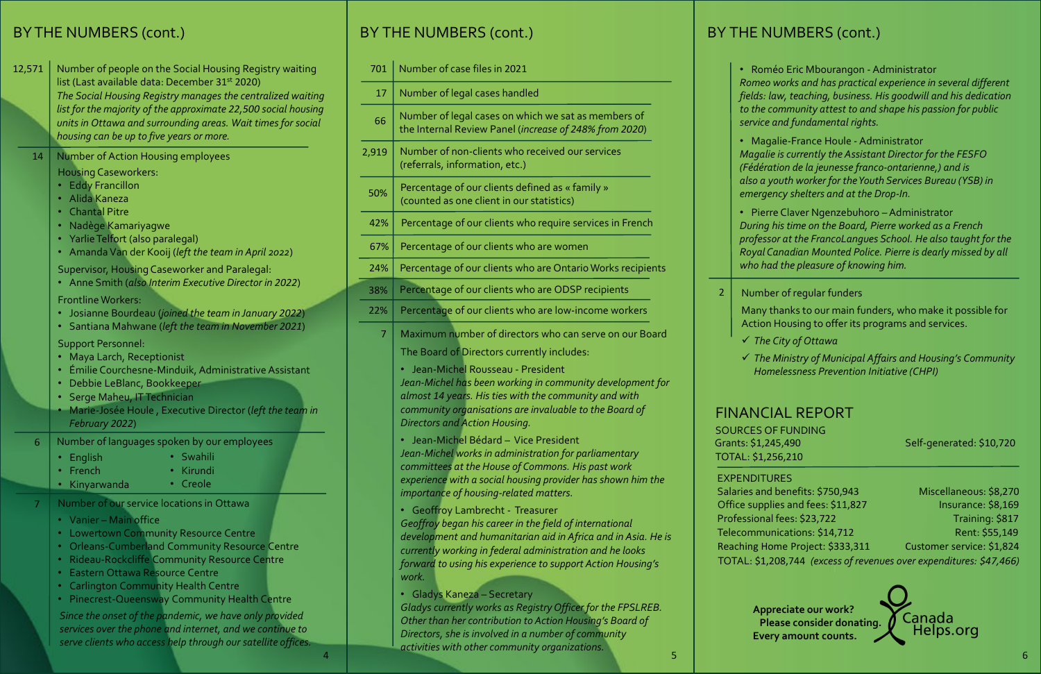## BY THE NUMBERS (cont.)

| | |
|---|---|
| 12,571 | Number of people on the Social Housing Registry waiting list (Last available data: December 31st 2020)<br>*The Social Housing Registry manages the centralized waiting list for the majority of the approximate 22,500 social housing units in Ottawa and surrounding areas. Wait times for social housing can be up to five years or more.* |
| 14 | Number of Action Housing employees<br>Housing Caseworkers:<br>• Eddy Francillon<br>• Alida Kaneza<br>• Chantal Pitre<br>• Nadège Kamariyagwe<br>• Yarlie Telfort (also paralegal)<br>• Amanda Van der Kooij (*left the team in April 2022*)<br>Supervisor, Housing Caseworker and Paralegal:<br>• Anne Smith (*also Interim Executive Director in 2022*)<br>Frontline Workers:<br>• Josianne Bourdeau (*joined the team in January 2022*)<br>• Santiana Mahwane (*left the team in November 2021*)<br>Support Personnel:<br>• Maya Larch, Receptionist<br>• Émilie Courchesne-Minduik, Administrative Assistant<br>• Debbie LeBlanc, Bookkeeper<br>• Serge Maheu, IT Technician<br>• Marie-Josée Houle , Executive Director (*left the team in February 2022*) |
| 6 | Number of languages spoken by our employees<br>• English<br>• French<br>• Kinyarwanda<br>• Swahili<br>• Kirundi<br>• Creole |
| 7 | Number of our service locations in Ottawa<br>• Vanier – Main office<br>• Lowertown Community Resource Centre<br>• Orleans-Cumberland Community Resource Centre<br>• Rideau-Rockcliffe Community Resource Centre<br>• Eastern Ottawa Resource Centre<br>• Carlington Community Health Centre<br>• Pinecrest-Queensway Community Health Centre<br>*Since the onset of the pandemic, we have only provided services over the phone and internet, and we continue to serve clients who access help through our satellite offices.* |

## BY THE NUMBERS (cont.)

| | |
|---|---|
| 701 | Number of case files in 2021 |
| 17 | Number of legal cases handled |
| 66 | Number of legal cases on which we sat as members of the Internal Review Panel (*increase of 248% from 2020*) |
| 2,919 | Number of non-clients who received our services (referrals, information, etc.) |
| 50% | Percentage of our clients defined as « family » (counted as one client in our statistics) |
| 42% | Percentage of our clients who require services in French |
| 67% | Percentage of our clients who are women |
| 24% | Percentage of our clients who are Ontario Works recipients |
| 38% | Percentage of our clients who are ODSP recipients |
| 22% | Percentage of our clients who are low-income workers |
| 7 | Maximum number of directors who can serve on our Board<br>The Board of Directors currently includes:<br>• Jean-Michel Rousseau - President<br>*Jean-Michel has been working in community development for almost 14 years. His ties with the community and with community organisations are invaluable to the Board of Directors and Action Housing.*<br>• Jean-Michel Bédard – Vice President<br>*Jean-Michel works in administration for parliamentary committees at the House of Commons. His past work experience with a social housing provider has shown him the importance of housing-related matters.*<br>• Geoffroy Lambrecht - Treasurer<br>*Geoffroy began his career in the field of international development and humanitarian aid in Africa and in Asia. He is currently working in federal administration and he looks forward to using his experience to support Action Housing's work.*<br>• Gladys Kaneza – Secretary<br>*Gladys currently works as Registry Officer for the FPSLREB. Other than her contribution to Action Housing's Board of Directors, she is involved in a number of community activities with other community organizations.*<br>• Roméo Eric Mbourangon - Administrator<br>*Romeo works and has practical experience in several different fields: law, teaching, business. His goodwill and his dedication to the community attest to and shape his passion for public service and fundamental rights.*<br>• Magalie-France Houle - Administrator<br>*Magalie is currently the Assistant Director for the FESFO (Fédération de la jeunesse franco-ontarienne,) and is also a youth worker for the Youth Services Bureau (YSB) in emergency shelters and at the Drop-In.*<br>• Pierre Claver Ngenzebuhoro – Administrator<br>*During his time on the Board, Pierre worked as a French professor at the FrancoLangues School. He also taught for the Royal Canadian Mounted Police. Pierre is dearly missed by all who had the pleasure of knowing him.* |
| 2 | Number of regular funders<br>Many thanks to our main funders, who make it possible for Action Housing to offer its programs and services.<br>✓ *The City of Ottawa*<br>✓ *The Ministry of Municipal Affairs and Housing's Community Homelessness Prevention Initiative (CHPI)* |

## FINANCIAL REPORT

SOURCES OF FUNDING

Grants: $1,245,490

Self-generated: $10,720

TOTAL: $1,256,210

EXPENDITURES

Salaries and benefits: $750,943

Office supplies and fees: $11,827

Professional fees: $23,722

Telecommunications: $14,712

Reaching Home Project: $333,311

Miscellaneous: $8,270

Insurance: $8,169

Training: $817

Rent: $55,149

Customer service: $1,824

TOTAL: $1,208,744 *(excess of revenues over expenditures: $47,466)*

**Appreciate our work? Please consider donating. Every amount counts.**

CanadaHelps.org